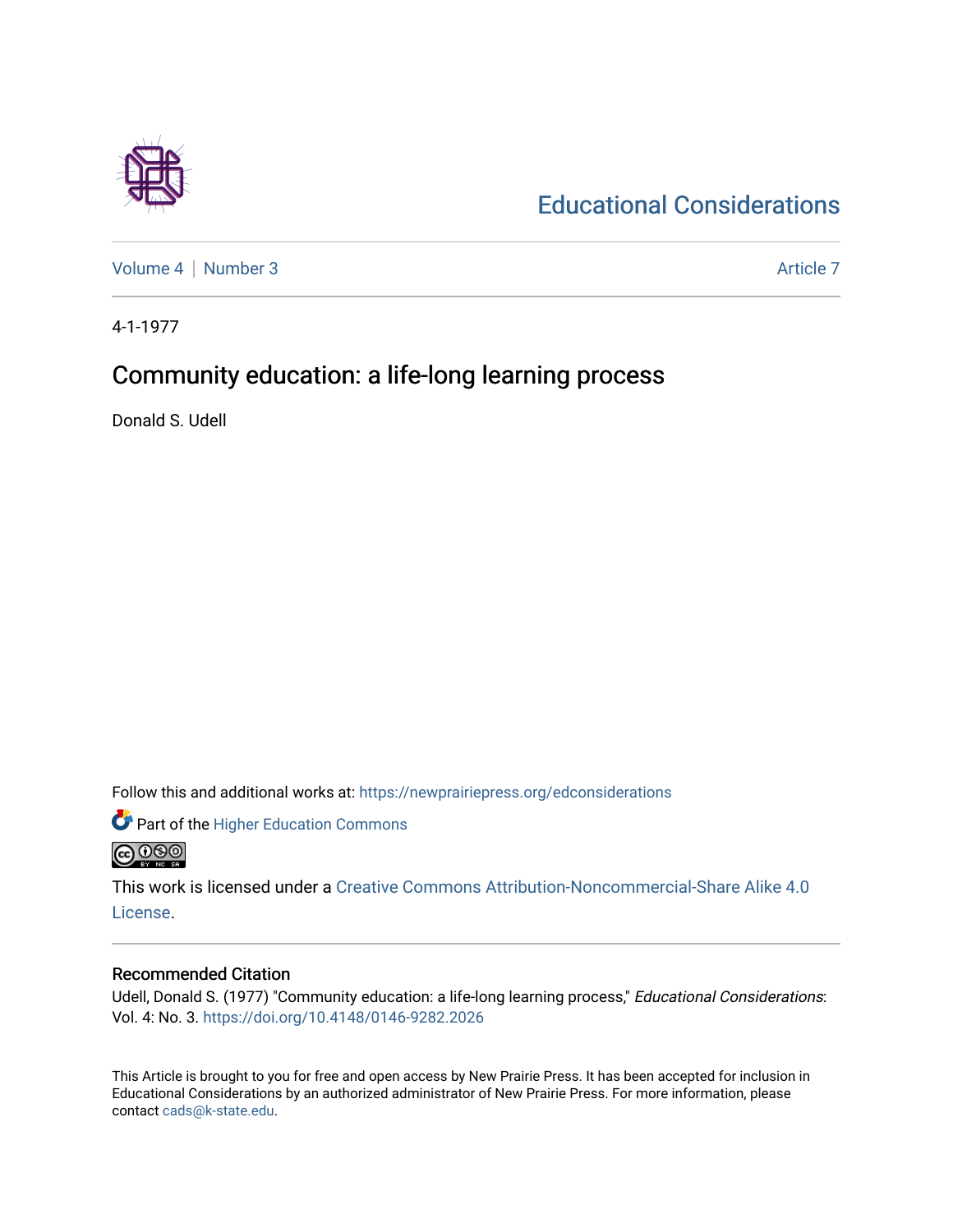# Educational Considerations

Volume 4 | Number 3 Article 7

4-1-1977

## Community education: a life-long learning process

Donald S. Udell

Follow this and additional works at: https://newprairiepress.org/edconsiderations

Part of the Higher Education Commons

This work is licensed under a Creative Commons Attribution-Noncommercial-Share Alike 4.0 License.

### Recommended Citation

Udell, Donald S. (1977) "Community education: a life-long learning process," *Educational Considerations*: Vol. 4: No. 3. https://doi.org/10.4148/0146-9282.2026

This Article is brought to you for free and open access by New Prairie Press. It has been accepted for inclusion in Educational Considerations by an authorized administrator of New Prairie Press. For more information, please contact cads@k-state.edu.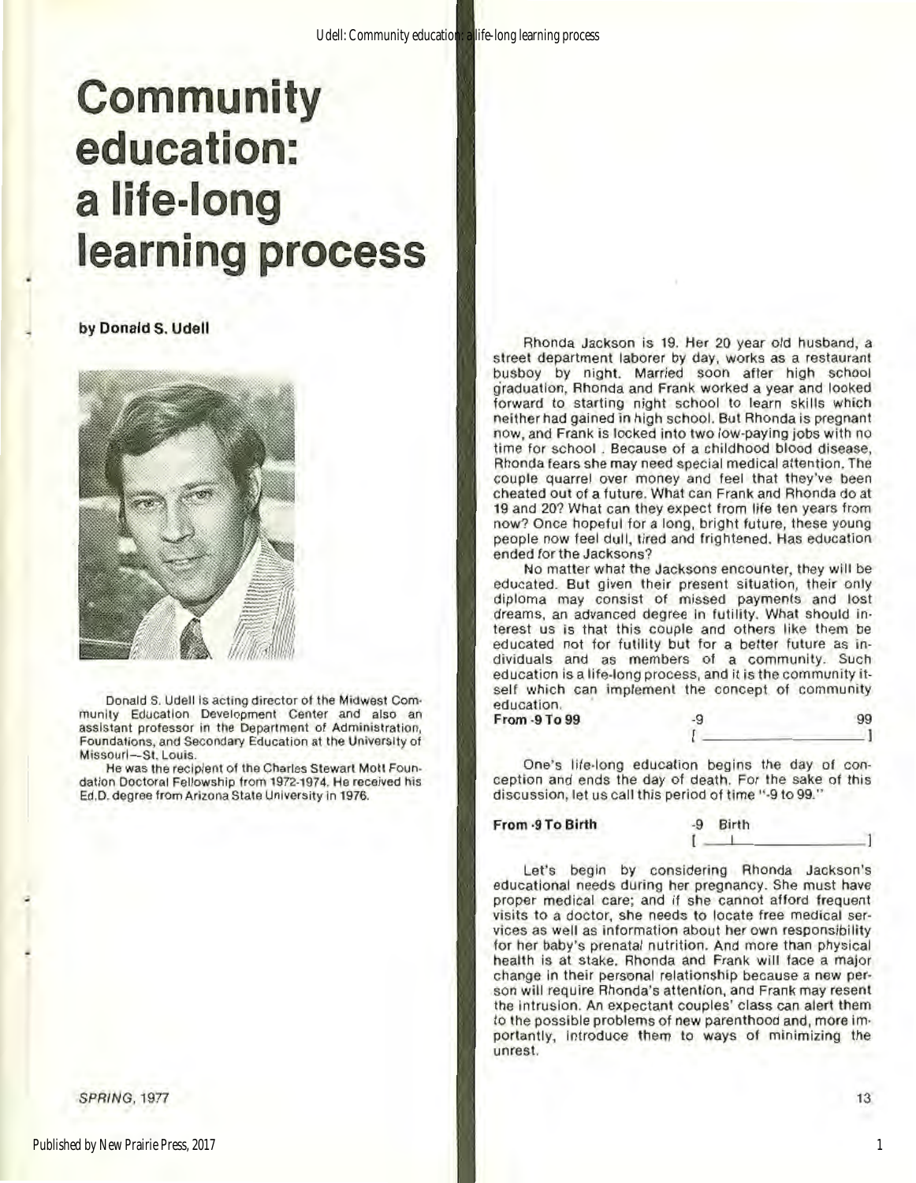# Community education: a life-long learning process

**by Donald S. Udell**

Donald S. Udell is acting director of the Midwest Community Education Development Center and also an assistant professor in the Department of Administration, Foundations, and Secondary Education at the University of Missouri—St. Louis.

He was the recipient of the Charles Stewart Mott Foundation Doctoral Fellowship from 1972-1974. He received his Ed.D. degree from Arizona State University in 1976.

Rhonda Jackson is 19. Her 20 year old husband, a street department laborer by day, works as a restaurant busboy by night. Married soon after high school graduation, Rhonda and Frank worked a year and looked forward to starting night school to learn skills which neither had gained in high school. But Rhonda is pregnant now, and Frank is locked into two low-paying jobs with no time for school. Because of a childhood blood disease, Rhonda fears she may need special medical attention. The couple quarrel over money and feel that they've been cheated out of a future. What can Frank and Rhonda do at 19 and 20? What can they expect from life ten years from now? Once hopeful for a long, bright future, these young people now feel dull, tired and frightened. Has education ended for the Jacksons?

No matter what the Jacksons encounter, they will be educated. But given their present situation, their only diploma may consist of missed payments and lost dreams, an advanced degree in futility. What should interest us is that this couple and others like them be educated not for futility but for a better future as individuals and as members of a community. Such education is a life-long process, and it is the community itself which can implement the concept of community education.

**From -9 To 99**

```
-9                    99
[____________________]
```

One's life-long education begins the day of conception and ends the day of death. For the sake of this discussion, let us call this period of time "-9 to 99."

**From -9 To Birth**

```
-9 Birth
[___|________________]
```

Let's begin by considering Rhonda Jackson's educational needs during her pregnancy. She must have proper medical care; and if she cannot afford frequent visits to a doctor, she needs to locate free medical services as well as information about her own responsibility for her baby's prenatal nutrition. And more than physical health is at stake. Rhonda and Frank will face a major change in their personal relationship because a new person will require Rhonda's attention, and Frank may resent the intrusion. An expectant couples' class can alert them to the possible problems of new parenthood and, more importantly, introduce them to ways of minimizing the unrest.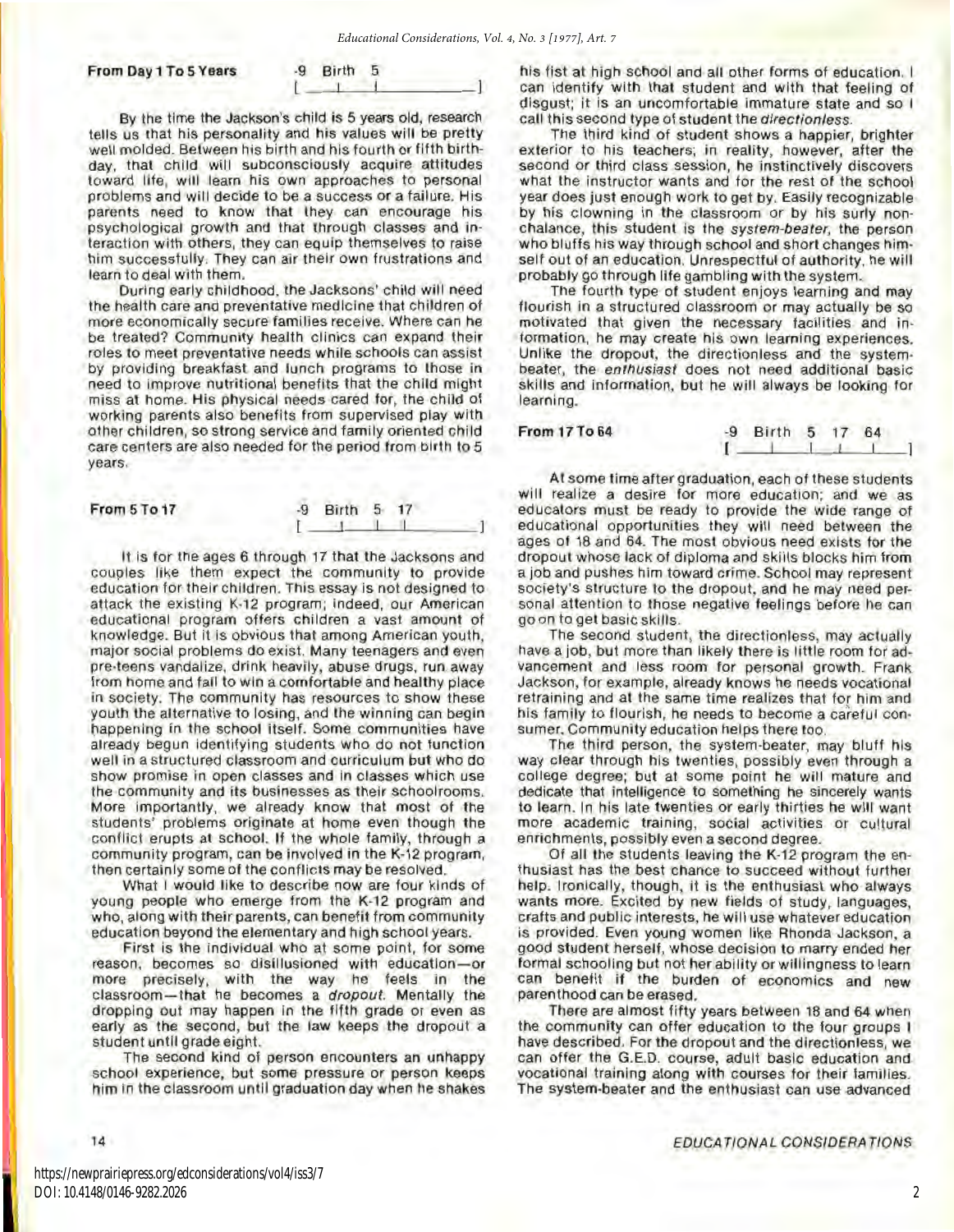### From Day 1 To 5 Years

-9 Birth 5

By the time the Jackson's child is 5 years old, research tells us that his personality and his values will be pretty well molded. Between his birth and his fourth or fifth birthday, that child will subconsciously acquire attitudes toward life, will learn his own approaches to personal problems and will decide to be a success or a failure. His parents need to know that they can encourage his psychological growth and that through classes and interaction with others, they can equip themselves to raise him successfully. They can air their own frustrations and learn to deal with them.

During early childhood, the Jacksons' child will need the health care and preventative medicine that children of more economically secure families receive. Where can he be treated? Community health clinics can expand their roles to meet preventative needs while schools can assist by providing breakfast and lunch programs to those in need to improve nutritional benefits that the child might miss at home. His physical needs cared for, the child of working parents also benefits from supervised play with other children, so strong service and family oriented child care centers are also needed for the period from birth to 5 years.

### From 5 To 17

-9 Birth 5 17

It is for the ages 6 through 17 that the Jacksons and couples like them expect the community to provide education for their children. This essay is not designed to attack the existing K-12 program; indeed, our American educational program offers children a vast amount of knowledge. But it is obvious that among American youth, major social problems do exist. Many teenagers and even pre-teens vandalize, drink heavily, abuse drugs, run away from home and fail to win a comfortable and healthy place in society. The community has resources to show these youth the alternative to losing, and the winning can begin happening in the school itself. Some communities have already begun identifying students who do not function well in a structured classroom and curriculum but who do show promise in open classes and in classes which use the community and its businesses as their schoolrooms. More importantly, we already know that most of the students' problems originate at home even though the conflict erupts at school. If the whole family, through a community program, can be involved in the K-12 program, then certainly some of the conflicts may be resolved.

What I would like to describe now are four kinds of young people who emerge from the K-12 program and who, along with their parents, can benefit from community education beyond the elementary and high school years.

First is the individual who at some point, for some reason, becomes so disillusioned with education—or more precisely, with the way he feels in the classroom—that he becomes a *dropout*. Mentally the dropping out may happen in the fifth grade or even as early as the second, but the law keeps the dropout a student until grade eight.

The second kind of person encounters an unhappy school experience, but some pressure or person keeps him in the classroom until graduation day when he shakes his fist at high school and all other forms of education. I can identify with that student and with that feeling of disgust; it is an uncomfortable immature state and so I call this second type of student the *directionless*.

The third kind of student shows a happier, brighter exterior to his teachers; in reality, however, after the second or third class session, he instinctively discovers what the instructor wants and for the rest of the school year does just enough work to get by. Easily recognizable by his clowning in the classroom or by his surly nonchalance, this student is the *system-beater*, the person who bluffs his way through school and short changes himself out of an education. Unrespectful of authority, he will probably go through life gambling with the system.

The fourth type of student enjoys learning and may flourish in a structured classroom or may actually be so motivated that given the necessary facilities and information, he may create his own learning experiences. Unlike the dropout, the directionless and the system-beater, the *enthusiast* does not need additional basic skills and information, but he will always be looking for learning.

### From 17 To 64

-9 Birth 5 17 64

At some time after graduation, each of these students will realize a desire for more education; and we as educators must be ready to provide the wide range of educational opportunities they will need between the ages of 18 and 64. The most obvious need exists for the dropout whose lack of diploma and skills blocks him from a job and pushes him toward crime. School may represent society's structure to the dropout, and he may need personal attention to those negative feelings before he can go on to get basic skills.

The second student, the directionless, may actually have a job, but more than likely there is little room for advancement and less room for personal growth. Frank Jackson, for example, already knows he needs vocational retraining and at the same time realizes that for him and his family to flourish, he needs to become a careful consumer. Community education helps there too.

The third person, the system-beater, may bluff his way clear through his twenties, possibly even through a college degree; but at some point he will mature and dedicate that intelligence to something he sincerely wants to learn. In his late twenties or early thirties he will want more academic training, social activities or cultural enrichments, possibly even a second degree.

Of all the students leaving the K-12 program the enthusiast has the best chance to succeed without further help. Ironically, though, it is the enthusiast who always wants more. Excited by new fields of study, languages, crafts and public interests, he will use whatever education is provided. Even young women like Rhonda Jackson, a good student herself, whose decision to marry ended her formal schooling but not her ability or willingness to learn can benefit if the burden of economics and new parenthood can be erased.

There are almost fifty years between 18 and 64 when the community can offer education to the four groups I have described. For the dropout and the directionless, we can offer the G.E.D. course, adult basic education and vocational training along with courses for their families. The system-beater and the enthusiast can use advanced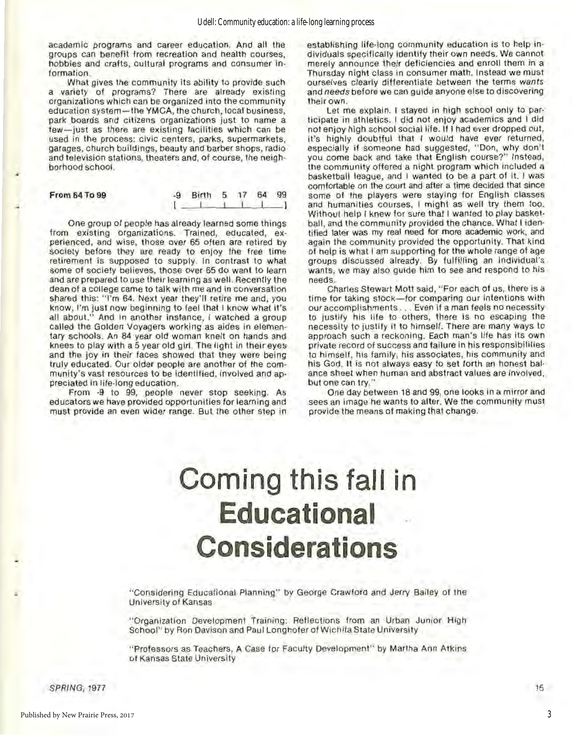academic programs and career education. And all the groups can benefit from recreation and health courses, hobbies and crafts, cultural programs and consumer information.

What gives the community its ability to provide such a variety of programs? There are already existing organizations which can be organized into the community education system—the YMCA, the church, local business, park boards and citizens organizations just to name a few—just as there are existing facilities which can be used in the process: civic centers, parks, supermarkets, garages, church buildings, beauty and barber shops, radio and television stations, theaters and, of course, the neighborhood school.

## From 64 To 99

-9 Birth 5 17 64 99

One group of people has already learned some things from existing organizations. Trained, educated, experienced, and wise, those over 65 often are retired by society before they are ready to enjoy the free time retirement is supposed to supply. In contrast to what some of society believes, those over 65 do want to learn and are prepared to use their learning as well. Recently the dean of a college came to talk with me and in conversation shared this: "I'm 64. Next year they'll retire me and, you know, I'm just now beginning to feel that I know what it's all about." And in another instance, I watched a group called the Golden Voyagers working as aides in elementary schools. An 84 year old woman knelt on hands and knees to play with a 5 year old girl. The light in their eyes and the joy in their faces showed that they were being truly educated. Our older people are another of the community's vast resources to be identified, involved and appreciated in life-long education.

From -9 to 99, people never stop seeking. As educators we have provided opportunities for learning and must provide an even wider range. But the other step in establishing life-long community education is to help individuals specifically identify their own needs. We cannot merely announce their deficiencies and enroll them in a Thursday night class in consumer math. Instead we must ourselves clearly differentiate between the terms *wants* and *needs* before we can guide anyone else to discovering their own.

Let me explain. I stayed in high school only to participate in athletics. I did not enjoy academics and I did not enjoy high school social life. If I had ever dropped out, it's highly doubtful that I would have ever returned, especially if someone had suggested, "Don, why don't you come back and take that English course?" Instead, the community offered a night program which included a basketball league, and I wanted to be a part of it. I was comfortable on the court and after a time decided that since some of the players were staying for English classes and humanities courses, I might as well try them too. Without help I knew for sure that I wanted to play basketball, and the community provided the chance. What I identified later was my real need for more academic work, and again the community provided the opportunity. That kind of help is what I am supporting for the whole range of age groups discussed already. By fulfilling an individual's wants, we may also guide him to see and respond to his needs.

Charles Stewart Mott said, "For each of us, there is a time for taking stock—for comparing our intentions with our accomplishments . . . Even if a man feels no necessity to justify his life to others, there is no escaping the necessity to justify it to himself. There are many ways to approach such a reckoning. Each man's life has its own private record of success and failure in his responsibilities to himself, his family, his associates, his community and his God. It is not always easy to set forth an honest balance sheet when human and abstract values are involved, but one can try."

One day between 18 and 99, one looks in a mirror and sees an image he wants to alter. We the community must provide the means of making that change.

# Coming this fall in **Educational Considerations**

"Considering Educational Planning" by George Crawford and Jerry Bailey of the University of Kansas

"Organization Development Training: Reflections from an Urban Junior High School" by Ron Davison and Paul Longhofer of Wichita State University

"Professors as Teachers, A Case for Faculty Development" by Martha Ann Atkins of Kansas State University